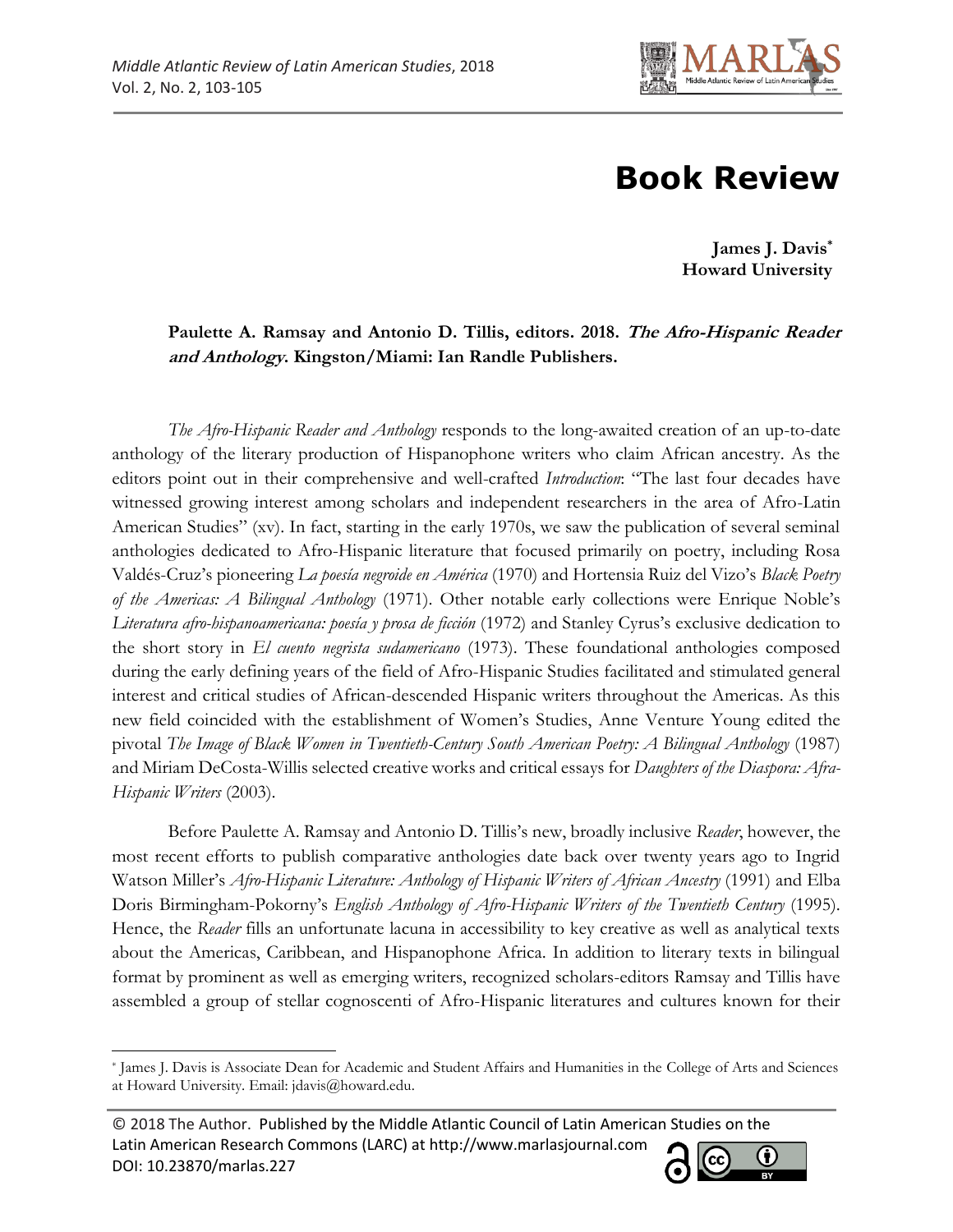# Book Review

**James J. Davis[*]**
**Howard University**

**Paulette A. Ramsay and Antonio D. Tillis, editors. 2018. *The Afro-Hispanic Reader and Anthology*. Kingston/Miami: Ian Randle Publishers.**

*The Afro-Hispanic Reader and Anthology* responds to the long-awaited creation of an up-to-date anthology of the literary production of Hispanophone writers who claim African ancestry. As the editors point out in their comprehensive and well-crafted *Introduction*: "The last four decades have witnessed growing interest among scholars and independent researchers in the area of Afro-Latin American Studies" (xv). In fact, starting in the early 1970s, we saw the publication of several seminal anthologies dedicated to Afro-Hispanic literature that focused primarily on poetry, including Rosa Valdés-Cruz's pioneering *La poesía negroide en América* (1970) and Hortensia Ruiz del Vizo's *Black Poetry of the Americas: A Bilingual Anthology* (1971). Other notable early collections were Enrique Noble's *Literatura afro-hispanoamericana: poesía y prosa de ficción* (1972) and Stanley Cyrus's exclusive dedication to the short story in *El cuento negrista sudamericano* (1973). These foundational anthologies composed during the early defining years of the field of Afro-Hispanic Studies facilitated and stimulated general interest and critical studies of African-descended Hispanic writers throughout the Americas. As this new field coincided with the establishment of Women's Studies, Anne Venture Young edited the pivotal *The Image of Black Women in Twentieth-Century South American Poetry: A Bilingual Anthology* (1987) and Miriam DeCosta-Willis selected creative works and critical essays for *Daughters of the Diaspora: Afra-Hispanic Writers* (2003).

Before Paulette A. Ramsay and Antonio D. Tillis's new, broadly inclusive *Reader*, however, the most recent efforts to publish comparative anthologies date back over twenty years ago to Ingrid Watson Miller's *Afro-Hispanic Literature: Anthology of Hispanic Writers of African Ancestry* (1991) and Elba Doris Birmingham-Pokorny's *English Anthology of Afro-Hispanic Writers of the Twentieth Century* (1995). Hence, the *Reader* fills an unfortunate lacuna in accessibility to key creative as well as analytical texts about the Americas, Caribbean, and Hispanophone Africa. In addition to literary texts in bilingual format by prominent as well as emerging writers, recognized scholars-editors Ramsay and Tillis have assembled a group of stellar cognoscenti of Afro-Hispanic literatures and cultures known for their

---

[*] James J. Davis is Associate Dean for Academic and Student Affairs and Humanities in the College of Arts and Sciences at Howard University. Email: jdavis@howard.edu.

© 2018 The Author. Published by the Middle Atlantic Council of Latin American Studies on the Latin American Research Commons (LARC) at http://www.marlasjournal.com
DOI: 10.23870/marlas.227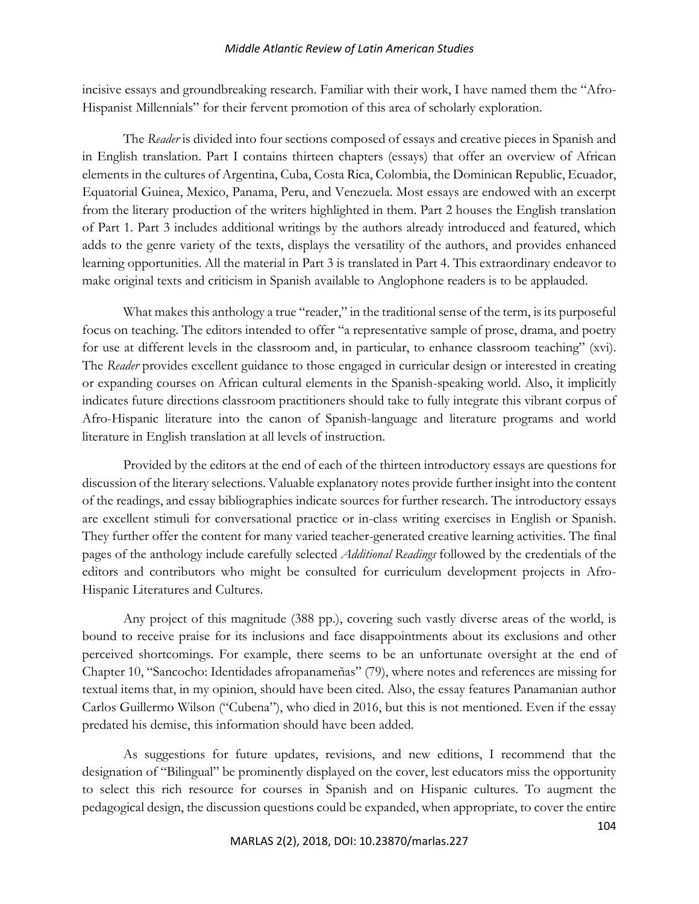incisive essays and groundbreaking research. Familiar with their work, I have named them the "Afro-Hispanist Millennials" for their fervent promotion of this area of scholarly exploration.

The *Reader* is divided into four sections composed of essays and creative pieces in Spanish and in English translation. Part I contains thirteen chapters (essays) that offer an overview of African elements in the cultures of Argentina, Cuba, Costa Rica, Colombia, the Dominican Republic, Ecuador, Equatorial Guinea, Mexico, Panama, Peru, and Venezuela. Most essays are endowed with an excerpt from the literary production of the writers highlighted in them. Part 2 houses the English translation of Part 1. Part 3 includes additional writings by the authors already introduced and featured, which adds to the genre variety of the texts, displays the versatility of the authors, and provides enhanced learning opportunities. All the material in Part 3 is translated in Part 4. This extraordinary endeavor to make original texts and criticism in Spanish available to Anglophone readers is to be applauded.

What makes this anthology a true "reader," in the traditional sense of the term, is its purposeful focus on teaching. The editors intended to offer "a representative sample of prose, drama, and poetry for use at different levels in the classroom and, in particular, to enhance classroom teaching" (xvi). The *Reader* provides excellent guidance to those engaged in curricular design or interested in creating or expanding courses on African cultural elements in the Spanish-speaking world. Also, it implicitly indicates future directions classroom practitioners should take to fully integrate this vibrant corpus of Afro-Hispanic literature into the canon of Spanish-language and literature programs and world literature in English translation at all levels of instruction.

Provided by the editors at the end of each of the thirteen introductory essays are questions for discussion of the literary selections. Valuable explanatory notes provide further insight into the content of the readings, and essay bibliographies indicate sources for further research. The introductory essays are excellent stimuli for conversational practice or in-class writing exercises in English or Spanish. They further offer the content for many varied teacher-generated creative learning activities. The final pages of the anthology include carefully selected *Additional Readings* followed by the credentials of the editors and contributors who might be consulted for curriculum development projects in Afro-Hispanic Literatures and Cultures.

Any project of this magnitude (388 pp.), covering such vastly diverse areas of the world, is bound to receive praise for its inclusions and face disappointments about its exclusions and other perceived shortcomings. For example, there seems to be an unfortunate oversight at the end of Chapter 10, "Sancocho: Identidades afropanameñas" (79), where notes and references are missing for textual items that, in my opinion, should have been cited. Also, the essay features Panamanian author Carlos Guillermo Wilson ("Cubena"), who died in 2016, but this is not mentioned. Even if the essay predated his demise, this information should have been added.

As suggestions for future updates, revisions, and new editions, I recommend that the designation of "Bilingual" be prominently displayed on the cover, lest educators miss the opportunity to select this rich resource for courses in Spanish and on Hispanic cultures. To augment the pedagogical design, the discussion questions could be expanded, when appropriate, to cover the entire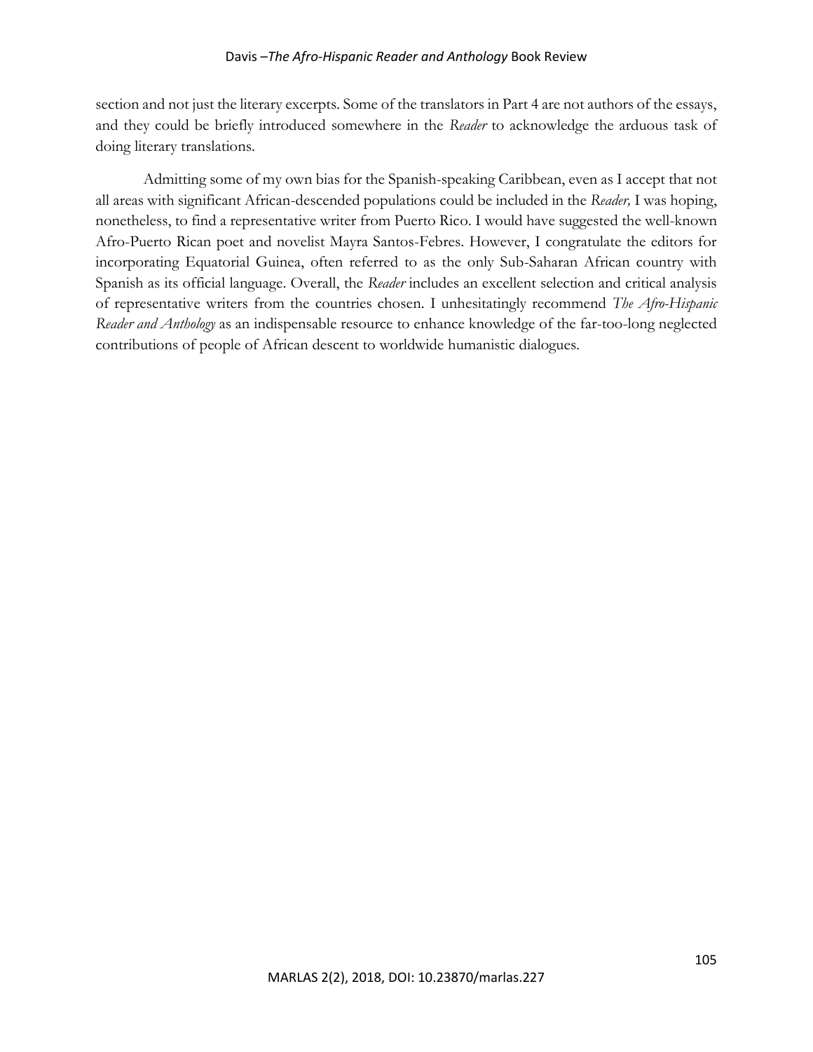section and not just the literary excerpts. Some of the translators in Part 4 are not authors of the essays, and they could be briefly introduced somewhere in the *Reader* to acknowledge the arduous task of doing literary translations.

Admitting some of my own bias for the Spanish-speaking Caribbean, even as I accept that not all areas with significant African-descended populations could be included in the *Reader,* I was hoping, nonetheless, to find a representative writer from Puerto Rico. I would have suggested the well-known Afro-Puerto Rican poet and novelist Mayra Santos-Febres. However, I congratulate the editors for incorporating Equatorial Guinea, often referred to as the only Sub-Saharan African country with Spanish as its official language. Overall, the *Reader* includes an excellent selection and critical analysis of representative writers from the countries chosen. I unhesitatingly recommend *The Afro-Hispanic Reader and Anthology* as an indispensable resource to enhance knowledge of the far-too-long neglected contributions of people of African descent to worldwide humanistic dialogues.